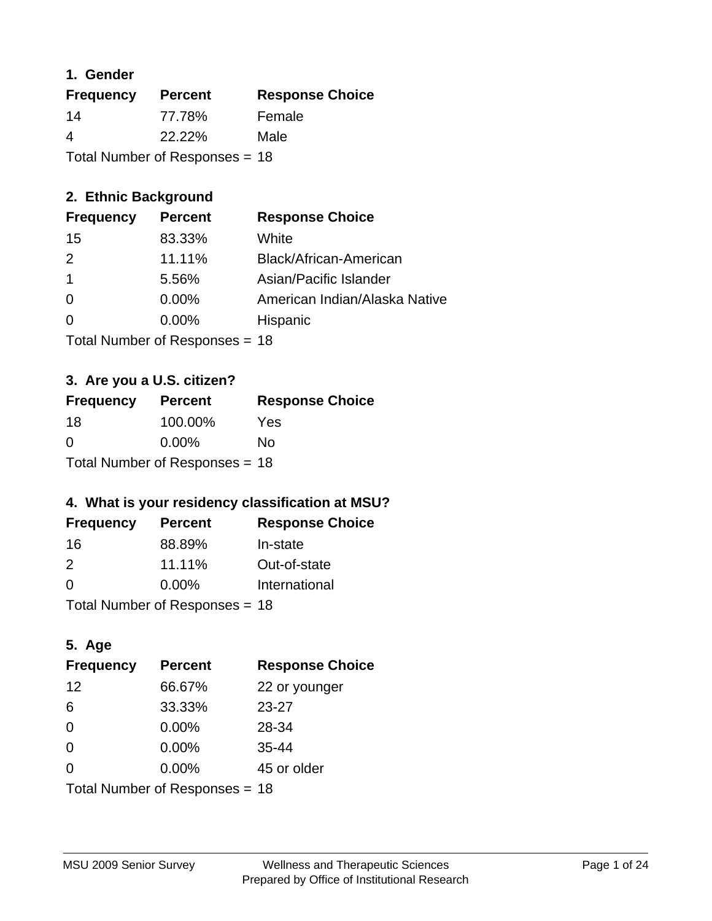### 1. Gender

| Frequency | Percent | Response Choice |
|---|---|---|
| 14 | 77.78% | Female |
| 4 | 22.22% | Male |

Total Number of Responses = 18

### 2. Ethnic Background

| Frequency | Percent | Response Choice |
|---|---|---|
| 15 | 83.33% | White |
| 2 | 11.11% | Black/African-American |
| 1 | 5.56% | Asian/Pacific Islander |
| 0 | 0.00% | American Indian/Alaska Native |
| 0 | 0.00% | Hispanic |

Total Number of Responses = 18

### 3. Are you a U.S. citizen?

| Frequency | Percent | Response Choice |
|---|---|---|
| 18 | 100.00% | Yes |
| 0 | 0.00% | No |

Total Number of Responses = 18

### 4. What is your residency classification at MSU?

| Frequency | Percent | Response Choice |
|---|---|---|
| 16 | 88.89% | In-state |
| 2 | 11.11% | Out-of-state |
| 0 | 0.00% | International |

Total Number of Responses = 18

### 5. Age

| Frequency | Percent | Response Choice |
|---|---|---|
| 12 | 66.67% | 22 or younger |
| 6 | 33.33% | 23-27 |
| 0 | 0.00% | 28-34 |
| 0 | 0.00% | 35-44 |
| 0 | 0.00% | 45 or older |

Total Number of Responses = 18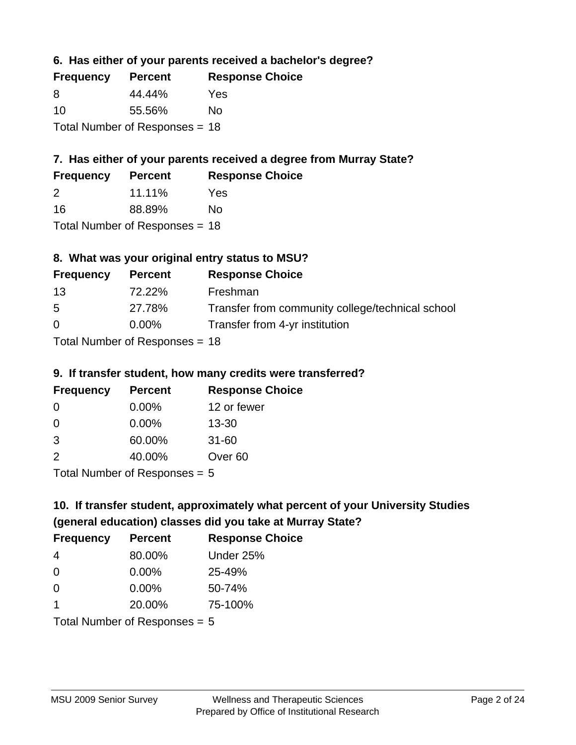### 6. Has either of your parents received a bachelor's degree?

| Frequency | Percent | Response Choice |
|---|---|---|
| 8 | 44.44% | Yes |
| 10 | 55.56% | No |

Total Number of Responses = 18

### 7. Has either of your parents received a degree from Murray State?

| Frequency | Percent | Response Choice |
|---|---|---|
| 2 | 11.11% | Yes |
| 16 | 88.89% | No |

Total Number of Responses = 18

### 8. What was your original entry status to MSU?

| Frequency | Percent | Response Choice |
|---|---|---|
| 13 | 72.22% | Freshman |
| 5 | 27.78% | Transfer from community college/technical school |
| 0 | 0.00% | Transfer from 4-yr institution |

Total Number of Responses = 18

### 9. If transfer student, how many credits were transferred?

| Frequency | Percent | Response Choice |
|---|---|---|
| 0 | 0.00% | 12 or fewer |
| 0 | 0.00% | 13-30 |
| 3 | 60.00% | 31-60 |
| 2 | 40.00% | Over 60 |

Total Number of Responses = 5

### 10. If transfer student, approximately what percent of your University Studies (general education) classes did you take at Murray State?

| Frequency | Percent | Response Choice |
|---|---|---|
| 4 | 80.00% | Under 25% |
| 0 | 0.00% | 25-49% |
| 0 | 0.00% | 50-74% |
| 1 | 20.00% | 75-100% |

Total Number of Responses = 5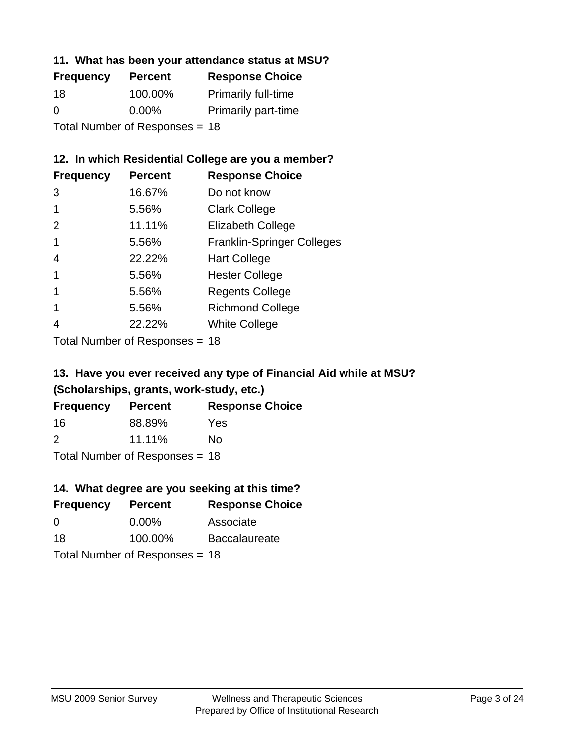### 11. What has been your attendance status at MSU?

| Frequency | Percent | Response Choice |
|---|---|---|
| 18 | 100.00% | Primarily full-time |
| 0 | 0.00% | Primarily part-time |

Total Number of Responses = 18

### 12. In which Residential College are you a member?

| Frequency | Percent | Response Choice |
|---|---|---|
| 3 | 16.67% | Do not know |
| 1 | 5.56% | Clark College |
| 2 | 11.11% | Elizabeth College |
| 1 | 5.56% | Franklin-Springer Colleges |
| 4 | 22.22% | Hart College |
| 1 | 5.56% | Hester College |
| 1 | 5.56% | Regents College |
| 1 | 5.56% | Richmond College |
| 4 | 22.22% | White College |

Total Number of Responses = 18

### 13. Have you ever received any type of Financial Aid while at MSU? (Scholarships, grants, work-study, etc.)

| Frequency | Percent | Response Choice |
|---|---|---|
| 16 | 88.89% | Yes |
| 2 | 11.11% | No |

Total Number of Responses = 18

### 14. What degree are you seeking at this time?

| Frequency | Percent | Response Choice |
|---|---|---|
| 0 | 0.00% | Associate |
| 18 | 100.00% | Baccalaureate |

Total Number of Responses = 18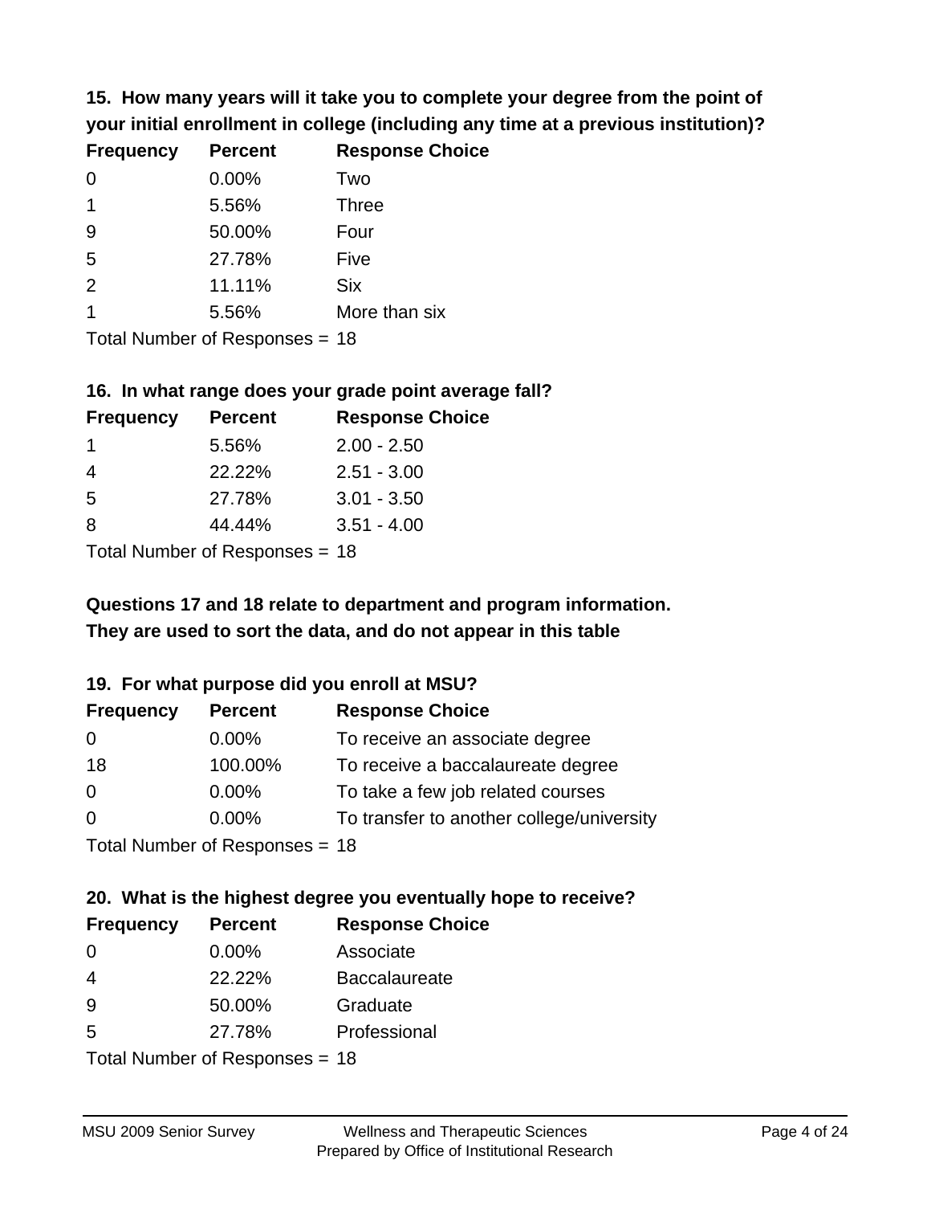**15. How many years will it take you to complete your degree from the point of your initial enrollment in college (including any time at a previous institution)?**

| Frequency | Percent | Response Choice |
|---|---|---|
| 0 | 0.00% | Two |
| 1 | 5.56% | Three |
| 9 | 50.00% | Four |
| 5 | 27.78% | Five |
| 2 | 11.11% | Six |
| 1 | 5.56% | More than six |

Total Number of Responses = 18

**16. In what range does your grade point average fall?**

| Frequency | Percent | Response Choice |
|---|---|---|
| 1 | 5.56% | 2.00 - 2.50 |
| 4 | 22.22% | 2.51 - 3.00 |
| 5 | 27.78% | 3.01 - 3.50 |
| 8 | 44.44% | 3.51 - 4.00 |

Total Number of Responses = 18

**Questions 17 and 18 relate to department and program information. They are used to sort the data, and do not appear in this table**

**19. For what purpose did you enroll at MSU?**

| Frequency | Percent | Response Choice |
|---|---|---|
| 0 | 0.00% | To receive an associate degree |
| 18 | 100.00% | To receive a baccalaureate degree |
| 0 | 0.00% | To take a few job related courses |
| 0 | 0.00% | To transfer to another college/university |

Total Number of Responses = 18

**20. What is the highest degree you eventually hope to receive?**

| Frequency | Percent | Response Choice |
|---|---|---|
| 0 | 0.00% | Associate |
| 4 | 22.22% | Baccalaureate |
| 9 | 50.00% | Graduate |
| 5 | 27.78% | Professional |

Total Number of Responses = 18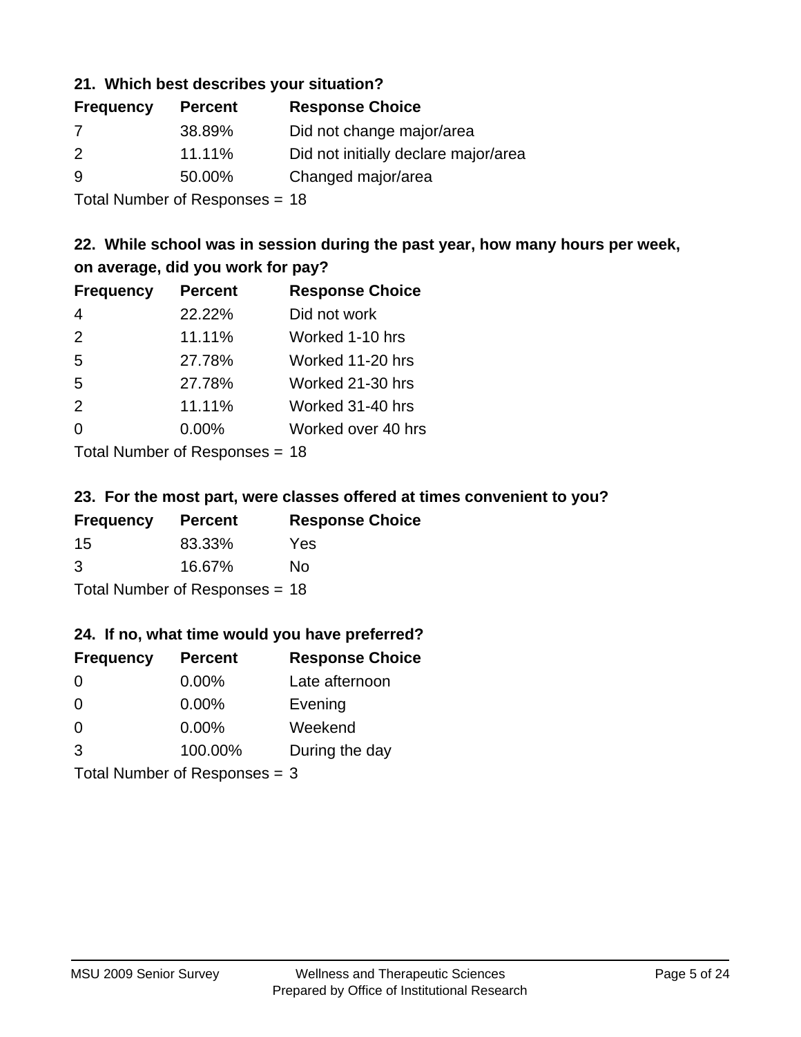### 21. Which best describes your situation?

| Frequency | Percent | Response Choice |
|---|---|---|
| 7 | 38.89% | Did not change major/area |
| 2 | 11.11% | Did not initially declare major/area |
| 9 | 50.00% | Changed major/area |

Total Number of Responses = 18

### 22. While school was in session during the past year, how many hours per week, on average, did you work for pay?

| Frequency | Percent | Response Choice |
|---|---|---|
| 4 | 22.22% | Did not work |
| 2 | 11.11% | Worked 1-10 hrs |
| 5 | 27.78% | Worked 11-20 hrs |
| 5 | 27.78% | Worked 21-30 hrs |
| 2 | 11.11% | Worked 31-40 hrs |
| 0 | 0.00% | Worked over 40 hrs |

Total Number of Responses = 18

### 23. For the most part, were classes offered at times convenient to you?

| Frequency | Percent | Response Choice |
|---|---|---|
| 15 | 83.33% | Yes |
| 3 | 16.67% | No |

Total Number of Responses = 18

### 24. If no, what time would you have preferred?

| Frequency | Percent | Response Choice |
|---|---|---|
| 0 | 0.00% | Late afternoon |
| 0 | 0.00% | Evening |
| 0 | 0.00% | Weekend |
| 3 | 100.00% | During the day |

Total Number of Responses = 3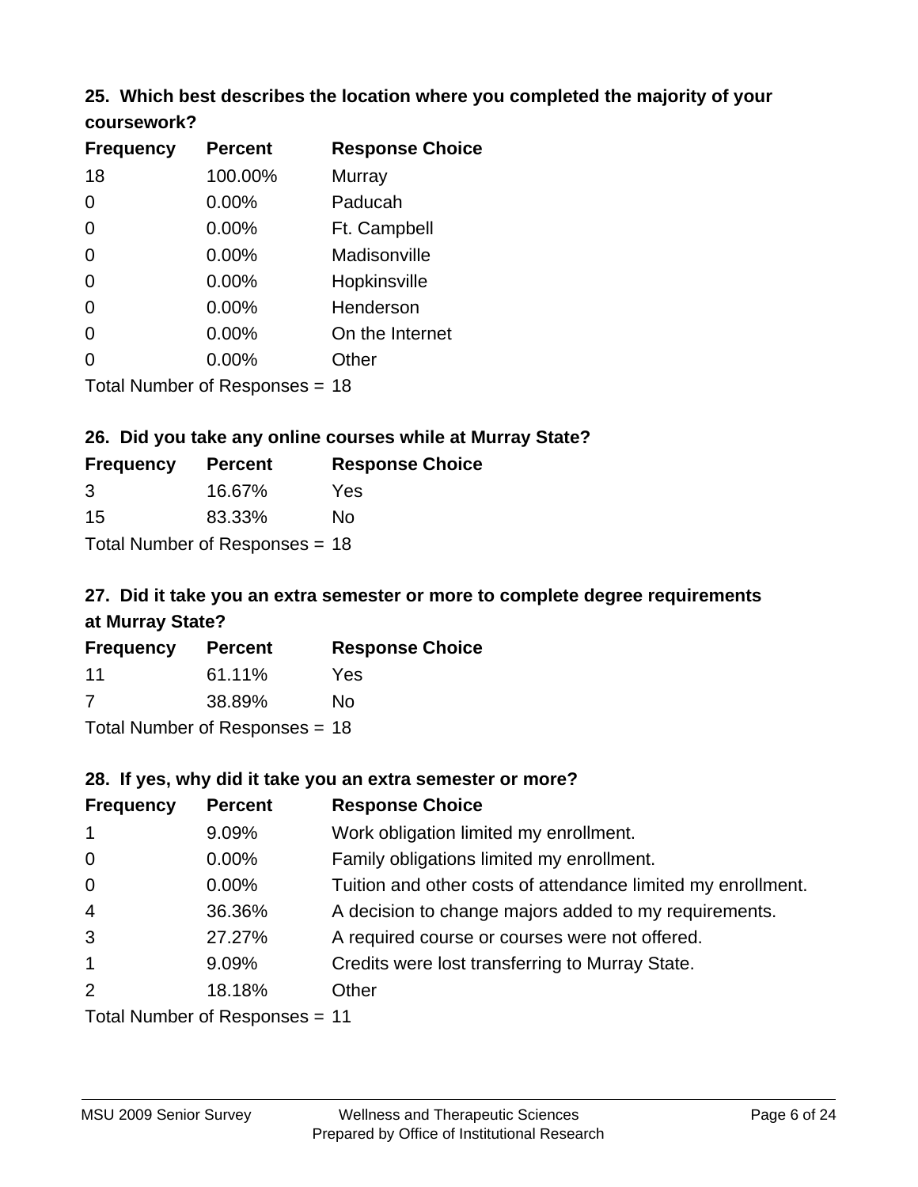### 25. Which best describes the location where you completed the majority of your coursework?

| Frequency | Percent | Response Choice |
|---|---|---|
| 18 | 100.00% | Murray |
| 0 | 0.00% | Paducah |
| 0 | 0.00% | Ft. Campbell |
| 0 | 0.00% | Madisonville |
| 0 | 0.00% | Hopkinsville |
| 0 | 0.00% | Henderson |
| 0 | 0.00% | On the Internet |
| 0 | 0.00% | Other |

Total Number of Responses = 18

### 26. Did you take any online courses while at Murray State?

| Frequency | Percent | Response Choice |
|---|---|---|
| 3 | 16.67% | Yes |
| 15 | 83.33% | No |

Total Number of Responses = 18

### 27. Did it take you an extra semester or more to complete degree requirements at Murray State?

| Frequency | Percent | Response Choice |
|---|---|---|
| 11 | 61.11% | Yes |
| 7 | 38.89% | No |

Total Number of Responses = 18

### 28. If yes, why did it take you an extra semester or more?

| Frequency | Percent | Response Choice |
|---|---|---|
| 1 | 9.09% | Work obligation limited my enrollment. |
| 0 | 0.00% | Family obligations limited my enrollment. |
| 0 | 0.00% | Tuition and other costs of attendance limited my enrollment. |
| 4 | 36.36% | A decision to change majors added to my requirements. |
| 3 | 27.27% | A required course or courses were not offered. |
| 1 | 9.09% | Credits were lost transferring to Murray State. |
| 2 | 18.18% | Other |

Total Number of Responses = 11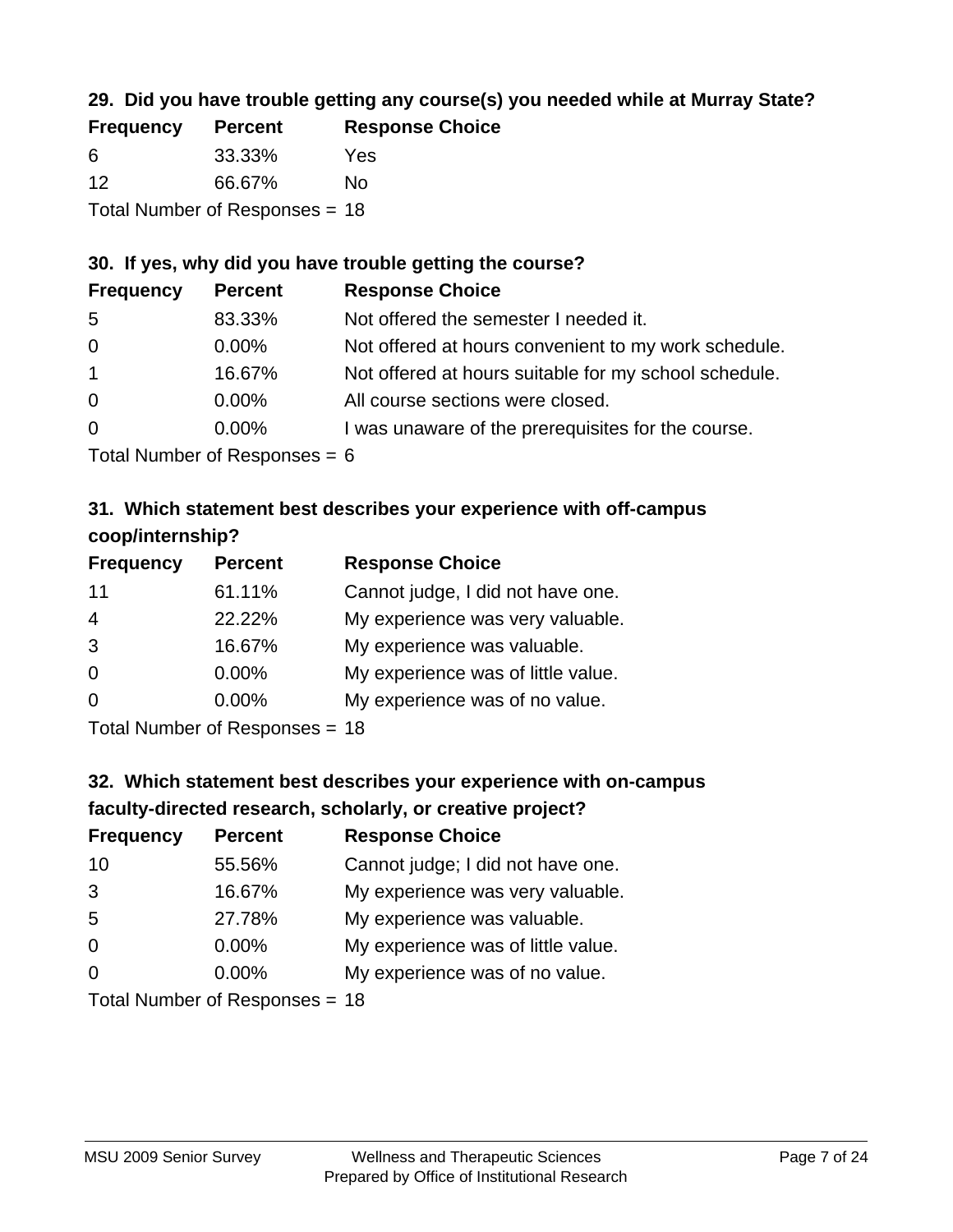### 29. Did you have trouble getting any course(s) you needed while at Murray State?

| Frequency | Percent | Response Choice |
|---|---|---|
| 6 | 33.33% | Yes |
| 12 | 66.67% | No |

Total Number of Responses = 18

### 30. If yes, why did you have trouble getting the course?

| Frequency | Percent | Response Choice |
|---|---|---|
| 5 | 83.33% | Not offered the semester I needed it. |
| 0 | 0.00% | Not offered at hours convenient to my work schedule. |
| 1 | 16.67% | Not offered at hours suitable for my school schedule. |
| 0 | 0.00% | All course sections were closed. |
| 0 | 0.00% | I was unaware of the prerequisites for the course. |

Total Number of Responses = 6

### 31. Which statement best describes your experience with off-campus coop/internship?

| Frequency | Percent | Response Choice |
|---|---|---|
| 11 | 61.11% | Cannot judge, I did not have one. |
| 4 | 22.22% | My experience was very valuable. |
| 3 | 16.67% | My experience was valuable. |
| 0 | 0.00% | My experience was of little value. |
| 0 | 0.00% | My experience was of no value. |

Total Number of Responses = 18

### 32. Which statement best describes your experience with on-campus faculty-directed research, scholarly, or creative project?

| Frequency | Percent | Response Choice |
|---|---|---|
| 10 | 55.56% | Cannot judge; I did not have one. |
| 3 | 16.67% | My experience was very valuable. |
| 5 | 27.78% | My experience was valuable. |
| 0 | 0.00% | My experience was of little value. |
| 0 | 0.00% | My experience was of no value. |

Total Number of Responses = 18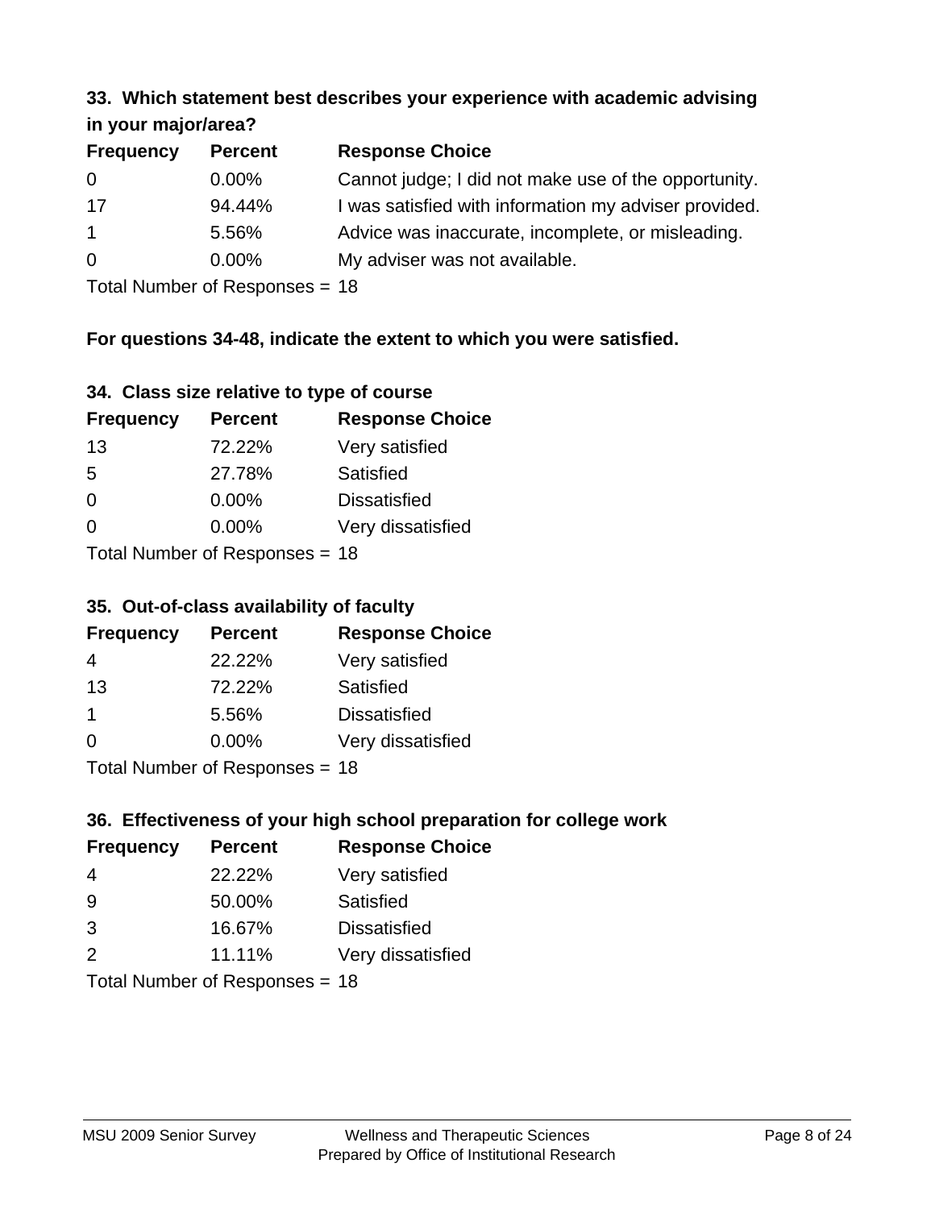### 33. Which statement best describes your experience with academic advising in your major/area?

| Frequency | Percent | Response Choice |
|---|---|---|
| 0 | 0.00% | Cannot judge; I did not make use of the opportunity. |
| 17 | 94.44% | I was satisfied with information my adviser provided. |
| 1 | 5.56% | Advice was inaccurate, incomplete, or misleading. |
| 0 | 0.00% | My adviser was not available. |

Total Number of Responses = 18

**For questions 34-48, indicate the extent to which you were satisfied.**

### 34. Class size relative to type of course

| Frequency | Percent | Response Choice |
|---|---|---|
| 13 | 72.22% | Very satisfied |
| 5 | 27.78% | Satisfied |
| 0 | 0.00% | Dissatisfied |
| 0 | 0.00% | Very dissatisfied |

Total Number of Responses = 18

### 35. Out-of-class availability of faculty

| Frequency | Percent | Response Choice |
|---|---|---|
| 4 | 22.22% | Very satisfied |
| 13 | 72.22% | Satisfied |
| 1 | 5.56% | Dissatisfied |
| 0 | 0.00% | Very dissatisfied |

Total Number of Responses = 18

### 36. Effectiveness of your high school preparation for college work

| Frequency | Percent | Response Choice |
|---|---|---|
| 4 | 22.22% | Very satisfied |
| 9 | 50.00% | Satisfied |
| 3 | 16.67% | Dissatisfied |
| 2 | 11.11% | Very dissatisfied |

Total Number of Responses = 18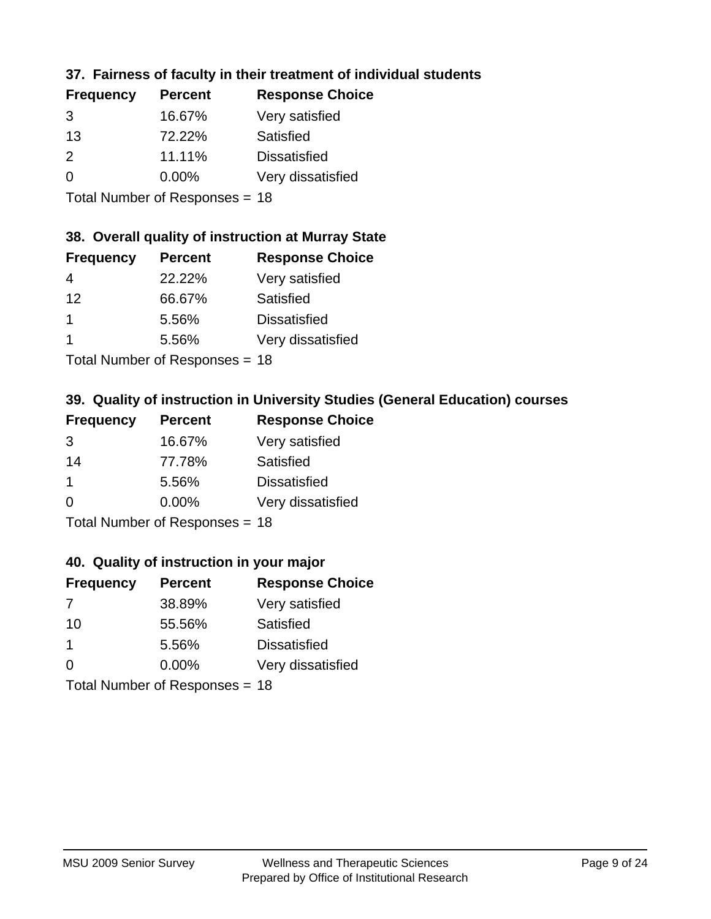### 37. Fairness of faculty in their treatment of individual students

| Frequency | Percent | Response Choice |
|---|---|---|
| 3 | 16.67% | Very satisfied |
| 13 | 72.22% | Satisfied |
| 2 | 11.11% | Dissatisfied |
| 0 | 0.00% | Very dissatisfied |

Total Number of Responses = 18

### 38. Overall quality of instruction at Murray State

| Frequency | Percent | Response Choice |
|---|---|---|
| 4 | 22.22% | Very satisfied |
| 12 | 66.67% | Satisfied |
| 1 | 5.56% | Dissatisfied |
| 1 | 5.56% | Very dissatisfied |

Total Number of Responses = 18

### 39. Quality of instruction in University Studies (General Education) courses

| Frequency | Percent | Response Choice |
|---|---|---|
| 3 | 16.67% | Very satisfied |
| 14 | 77.78% | Satisfied |
| 1 | 5.56% | Dissatisfied |
| 0 | 0.00% | Very dissatisfied |

Total Number of Responses = 18

### 40. Quality of instruction in your major

| Frequency | Percent | Response Choice |
|---|---|---|
| 7 | 38.89% | Very satisfied |
| 10 | 55.56% | Satisfied |
| 1 | 5.56% | Dissatisfied |
| 0 | 0.00% | Very dissatisfied |

Total Number of Responses = 18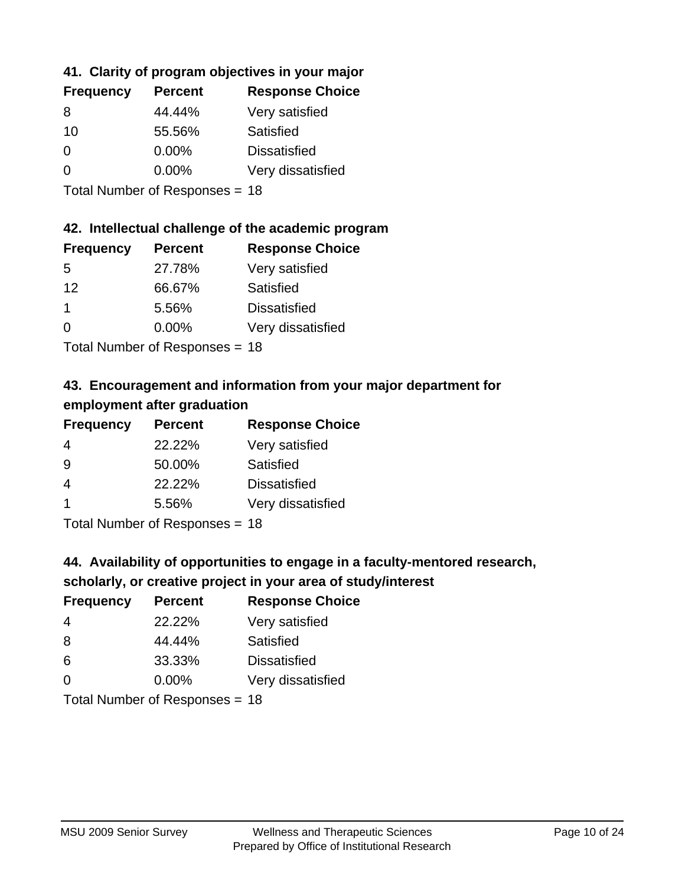### 41. Clarity of program objectives in your major

| Frequency | Percent | Response Choice |
|---|---|---|
| 8 | 44.44% | Very satisfied |
| 10 | 55.56% | Satisfied |
| 0 | 0.00% | Dissatisfied |
| 0 | 0.00% | Very dissatisfied |

Total Number of Responses = 18

### 42. Intellectual challenge of the academic program

| Frequency | Percent | Response Choice |
|---|---|---|
| 5 | 27.78% | Very satisfied |
| 12 | 66.67% | Satisfied |
| 1 | 5.56% | Dissatisfied |
| 0 | 0.00% | Very dissatisfied |

Total Number of Responses = 18

### 43. Encouragement and information from your major department for employment after graduation

| Frequency | Percent | Response Choice |
|---|---|---|
| 4 | 22.22% | Very satisfied |
| 9 | 50.00% | Satisfied |
| 4 | 22.22% | Dissatisfied |
| 1 | 5.56% | Very dissatisfied |

Total Number of Responses = 18

### 44. Availability of opportunities to engage in a faculty-mentored research, scholarly, or creative project in your area of study/interest

| Frequency | Percent | Response Choice |
|---|---|---|
| 4 | 22.22% | Very satisfied |
| 8 | 44.44% | Satisfied |
| 6 | 33.33% | Dissatisfied |
| 0 | 0.00% | Very dissatisfied |

Total Number of Responses = 18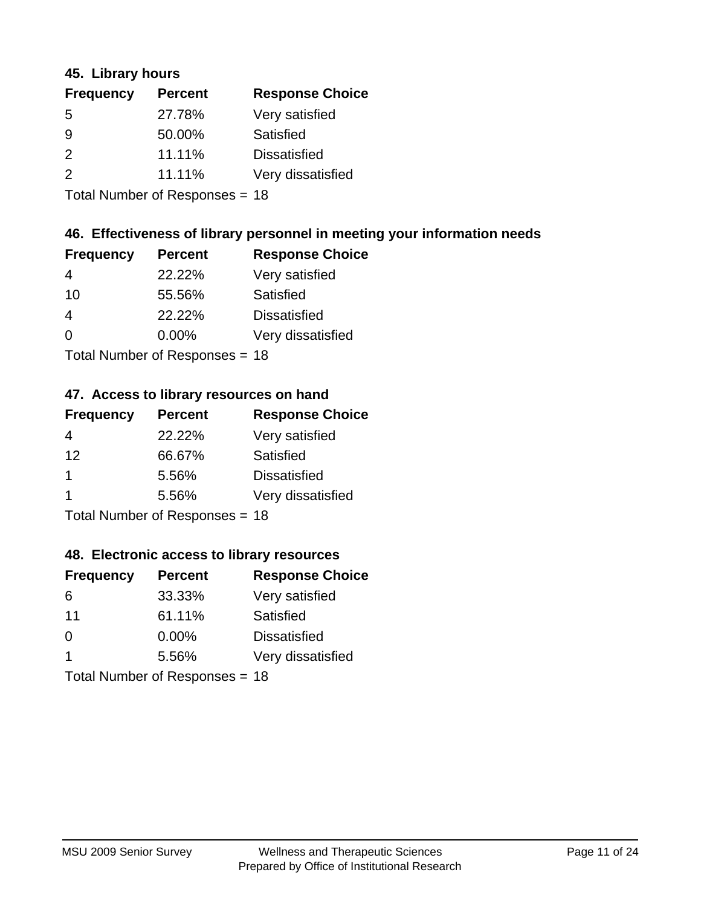### 45. Library hours

| Frequency | Percent | Response Choice |
| --- | --- | --- |
| 5 | 27.78% | Very satisfied |
| 9 | 50.00% | Satisfied |
| 2 | 11.11% | Dissatisfied |
| 2 | 11.11% | Very dissatisfied |

Total Number of Responses = 18

### 46. Effectiveness of library personnel in meeting your information needs

| Frequency | Percent | Response Choice |
| --- | --- | --- |
| 4 | 22.22% | Very satisfied |
| 10 | 55.56% | Satisfied |
| 4 | 22.22% | Dissatisfied |
| 0 | 0.00% | Very dissatisfied |

Total Number of Responses = 18

### 47. Access to library resources on hand

| Frequency | Percent | Response Choice |
| --- | --- | --- |
| 4 | 22.22% | Very satisfied |
| 12 | 66.67% | Satisfied |
| 1 | 5.56% | Dissatisfied |
| 1 | 5.56% | Very dissatisfied |

Total Number of Responses = 18

### 48. Electronic access to library resources

| Frequency | Percent | Response Choice |
| --- | --- | --- |
| 6 | 33.33% | Very satisfied |
| 11 | 61.11% | Satisfied |
| 0 | 0.00% | Dissatisfied |
| 1 | 5.56% | Very dissatisfied |

Total Number of Responses = 18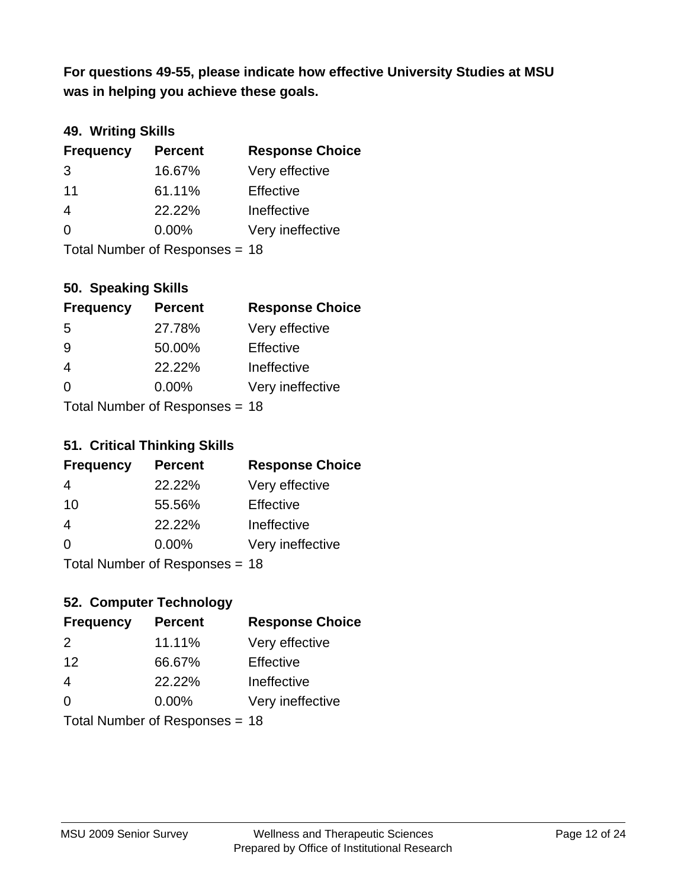**For questions 49-55, please indicate how effective University Studies at MSU was in helping you achieve these goals.**

### 49. Writing Skills

| Frequency | Percent | Response Choice |
|---|---|---|
| 3 | 16.67% | Very effective |
| 11 | 61.11% | Effective |
| 4 | 22.22% | Ineffective |
| 0 | 0.00% | Very ineffective |

Total Number of Responses = 18

### 50. Speaking Skills

| Frequency | Percent | Response Choice |
|---|---|---|
| 5 | 27.78% | Very effective |
| 9 | 50.00% | Effective |
| 4 | 22.22% | Ineffective |
| 0 | 0.00% | Very ineffective |

Total Number of Responses = 18

### 51. Critical Thinking Skills

| Frequency | Percent | Response Choice |
|---|---|---|
| 4 | 22.22% | Very effective |
| 10 | 55.56% | Effective |
| 4 | 22.22% | Ineffective |
| 0 | 0.00% | Very ineffective |

Total Number of Responses = 18

### 52. Computer Technology

| Frequency | Percent | Response Choice |
|---|---|---|
| 2 | 11.11% | Very effective |
| 12 | 66.67% | Effective |
| 4 | 22.22% | Ineffective |
| 0 | 0.00% | Very ineffective |

Total Number of Responses = 18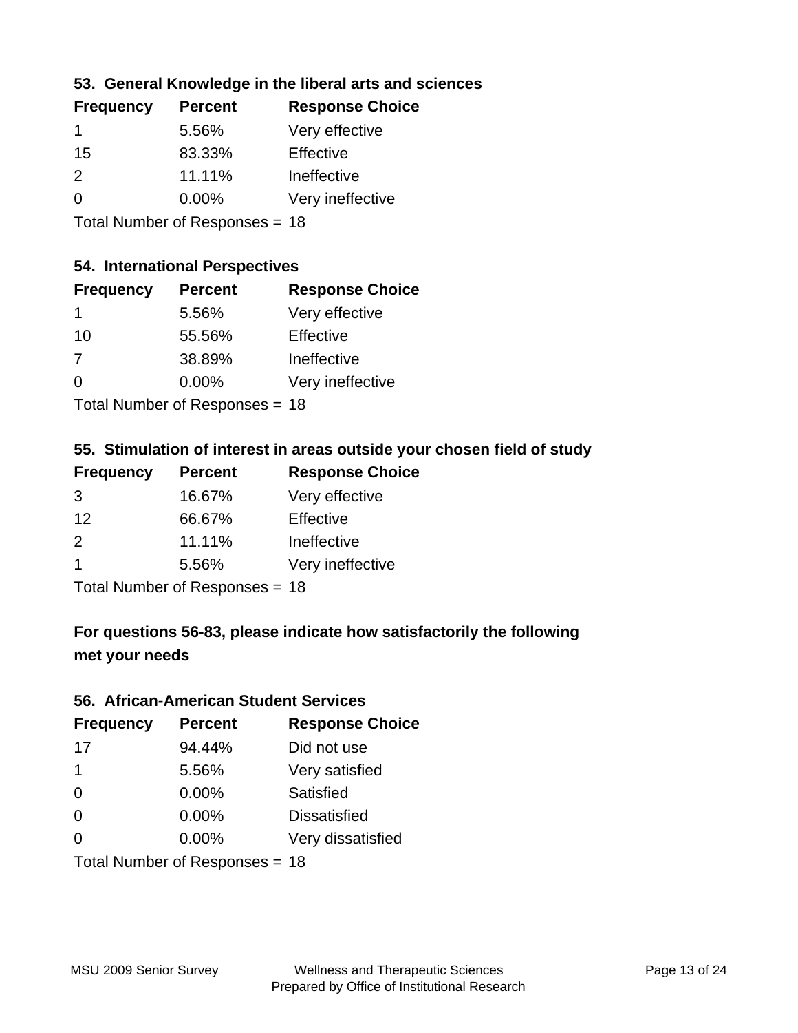### 53. General Knowledge in the liberal arts and sciences

| Frequency | Percent | Response Choice |
|---|---|---|
| 1 | 5.56% | Very effective |
| 15 | 83.33% | Effective |
| 2 | 11.11% | Ineffective |
| 0 | 0.00% | Very ineffective |

Total Number of Responses = 18

### 54. International Perspectives

| Frequency | Percent | Response Choice |
|---|---|---|
| 1 | 5.56% | Very effective |
| 10 | 55.56% | Effective |
| 7 | 38.89% | Ineffective |
| 0 | 0.00% | Very ineffective |

Total Number of Responses = 18

### 55. Stimulation of interest in areas outside your chosen field of study

| Frequency | Percent | Response Choice |
|---|---|---|
| 3 | 16.67% | Very effective |
| 12 | 66.67% | Effective |
| 2 | 11.11% | Ineffective |
| 1 | 5.56% | Very ineffective |

Total Number of Responses = 18

## For questions 56-83, please indicate how satisfactorily the following met your needs

### 56. African-American Student Services

| Frequency | Percent | Response Choice |
|---|---|---|
| 17 | 94.44% | Did not use |
| 1 | 5.56% | Very satisfied |
| 0 | 0.00% | Satisfied |
| 0 | 0.00% | Dissatisfied |
| 0 | 0.00% | Very dissatisfied |

Total Number of Responses = 18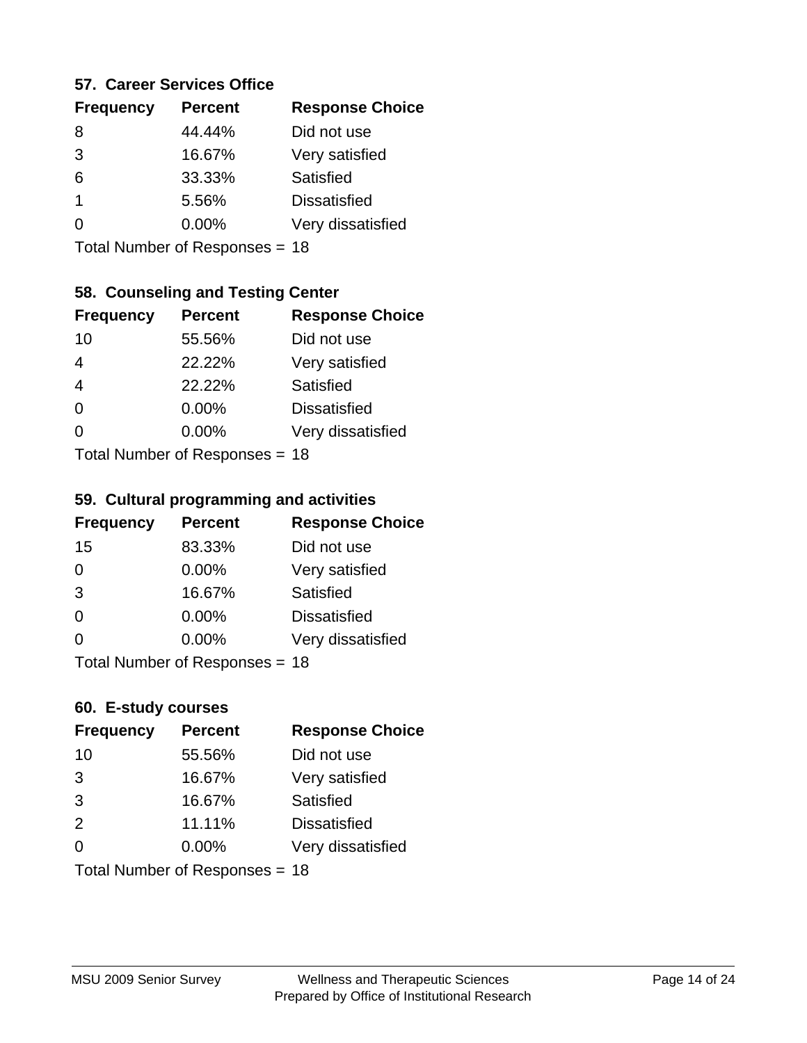### 57. Career Services Office

| Frequency | Percent | Response Choice |
|---|---|---|
| 8 | 44.44% | Did not use |
| 3 | 16.67% | Very satisfied |
| 6 | 33.33% | Satisfied |
| 1 | 5.56% | Dissatisfied |
| 0 | 0.00% | Very dissatisfied |

Total Number of Responses = 18

### 58. Counseling and Testing Center

| Frequency | Percent | Response Choice |
|---|---|---|
| 10 | 55.56% | Did not use |
| 4 | 22.22% | Very satisfied |
| 4 | 22.22% | Satisfied |
| 0 | 0.00% | Dissatisfied |
| 0 | 0.00% | Very dissatisfied |

Total Number of Responses = 18

### 59. Cultural programming and activities

| Frequency | Percent | Response Choice |
|---|---|---|
| 15 | 83.33% | Did not use |
| 0 | 0.00% | Very satisfied |
| 3 | 16.67% | Satisfied |
| 0 | 0.00% | Dissatisfied |
| 0 | 0.00% | Very dissatisfied |

Total Number of Responses = 18

### 60. E-study courses

| Frequency | Percent | Response Choice |
|---|---|---|
| 10 | 55.56% | Did not use |
| 3 | 16.67% | Very satisfied |
| 3 | 16.67% | Satisfied |
| 2 | 11.11% | Dissatisfied |
| 0 | 0.00% | Very dissatisfied |

Total Number of Responses = 18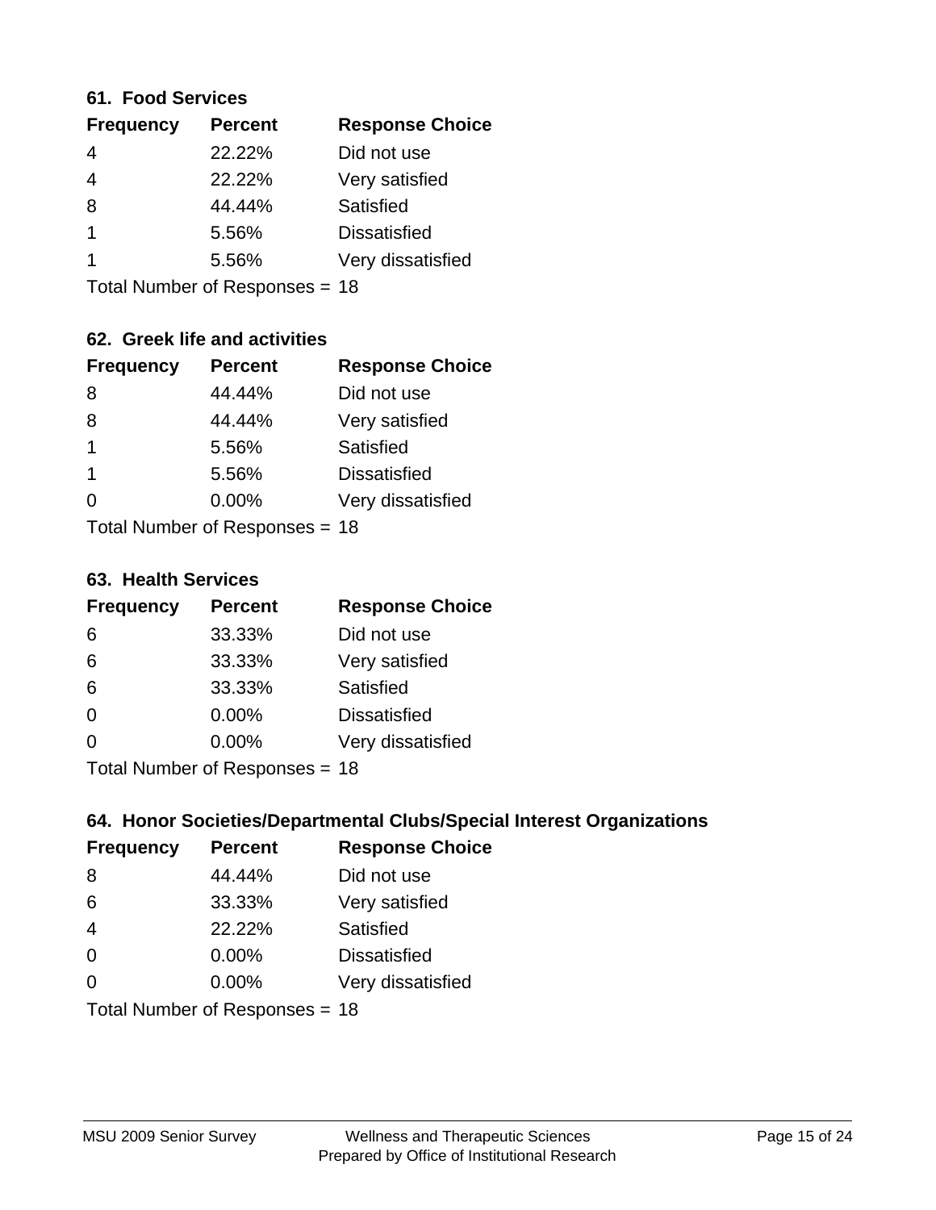### 61. Food Services

| Frequency | Percent | Response Choice |
|---|---|---|
| 4 | 22.22% | Did not use |
| 4 | 22.22% | Very satisfied |
| 8 | 44.44% | Satisfied |
| 1 | 5.56% | Dissatisfied |
| 1 | 5.56% | Very dissatisfied |

Total Number of Responses = 18

### 62. Greek life and activities

| Frequency | Percent | Response Choice |
|---|---|---|
| 8 | 44.44% | Did not use |
| 8 | 44.44% | Very satisfied |
| 1 | 5.56% | Satisfied |
| 1 | 5.56% | Dissatisfied |
| 0 | 0.00% | Very dissatisfied |

Total Number of Responses = 18

### 63. Health Services

| Frequency | Percent | Response Choice |
|---|---|---|
| 6 | 33.33% | Did not use |
| 6 | 33.33% | Very satisfied |
| 6 | 33.33% | Satisfied |
| 0 | 0.00% | Dissatisfied |
| 0 | 0.00% | Very dissatisfied |

Total Number of Responses = 18

### 64. Honor Societies/Departmental Clubs/Special Interest Organizations

| Frequency | Percent | Response Choice |
|---|---|---|
| 8 | 44.44% | Did not use |
| 6 | 33.33% | Very satisfied |
| 4 | 22.22% | Satisfied |
| 0 | 0.00% | Dissatisfied |
| 0 | 0.00% | Very dissatisfied |

Total Number of Responses = 18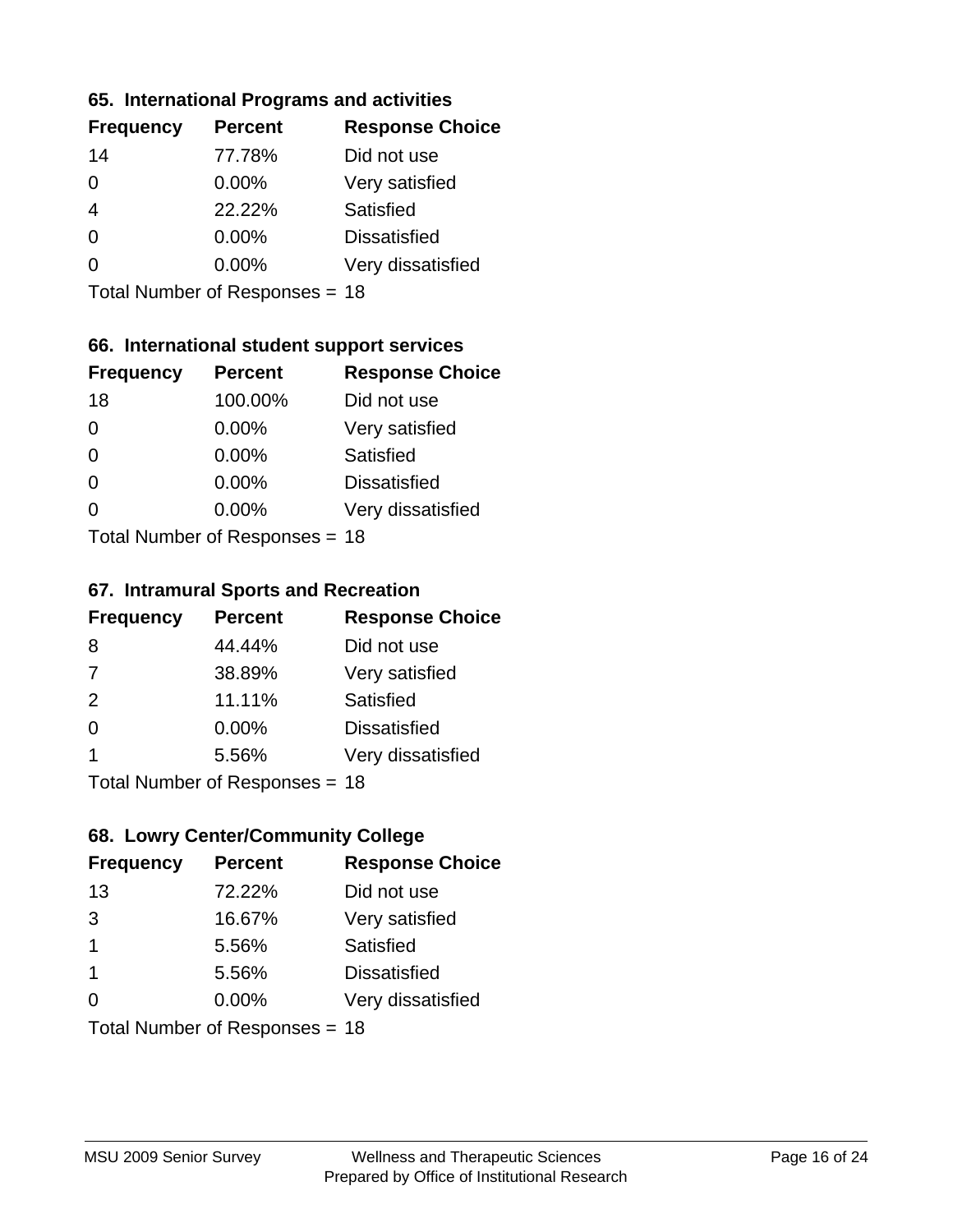## 65. International Programs and activities

| Frequency | Percent | Response Choice |
|---|---|---|
| 14 | 77.78% | Did not use |
| 0 | 0.00% | Very satisfied |
| 4 | 22.22% | Satisfied |
| 0 | 0.00% | Dissatisfied |
| 0 | 0.00% | Very dissatisfied |

Total Number of Responses = 18

## 66. International student support services

| Frequency | Percent | Response Choice |
|---|---|---|
| 18 | 100.00% | Did not use |
| 0 | 0.00% | Very satisfied |
| 0 | 0.00% | Satisfied |
| 0 | 0.00% | Dissatisfied |
| 0 | 0.00% | Very dissatisfied |

Total Number of Responses = 18

## 67. Intramural Sports and Recreation

| Frequency | Percent | Response Choice |
|---|---|---|
| 8 | 44.44% | Did not use |
| 7 | 38.89% | Very satisfied |
| 2 | 11.11% | Satisfied |
| 0 | 0.00% | Dissatisfied |
| 1 | 5.56% | Very dissatisfied |

Total Number of Responses = 18

## 68. Lowry Center/Community College

| Frequency | Percent | Response Choice |
|---|---|---|
| 13 | 72.22% | Did not use |
| 3 | 16.67% | Very satisfied |
| 1 | 5.56% | Satisfied |
| 1 | 5.56% | Dissatisfied |
| 0 | 0.00% | Very dissatisfied |

Total Number of Responses = 18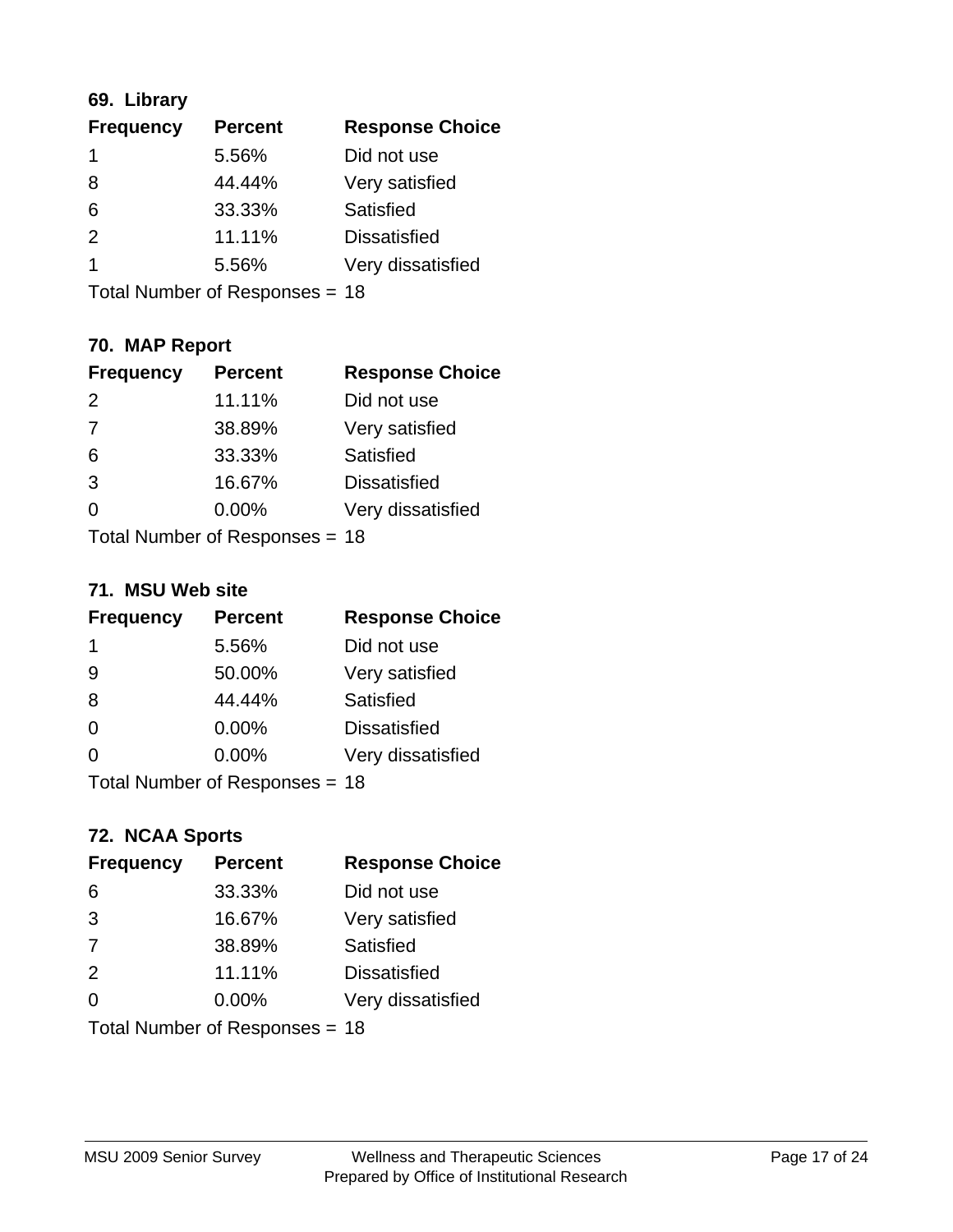### 69. Library

| Frequency | Percent | Response Choice |
| --- | --- | --- |
| 1 | 5.56% | Did not use |
| 8 | 44.44% | Very satisfied |
| 6 | 33.33% | Satisfied |
| 2 | 11.11% | Dissatisfied |
| 1 | 5.56% | Very dissatisfied |

Total Number of Responses = 18

### 70. MAP Report

| Frequency | Percent | Response Choice |
| --- | --- | --- |
| 2 | 11.11% | Did not use |
| 7 | 38.89% | Very satisfied |
| 6 | 33.33% | Satisfied |
| 3 | 16.67% | Dissatisfied |
| 0 | 0.00% | Very dissatisfied |

Total Number of Responses = 18

### 71. MSU Web site

| Frequency | Percent | Response Choice |
| --- | --- | --- |
| 1 | 5.56% | Did not use |
| 9 | 50.00% | Very satisfied |
| 8 | 44.44% | Satisfied |
| 0 | 0.00% | Dissatisfied |
| 0 | 0.00% | Very dissatisfied |

Total Number of Responses = 18

### 72. NCAA Sports

| Frequency | Percent | Response Choice |
| --- | --- | --- |
| 6 | 33.33% | Did not use |
| 3 | 16.67% | Very satisfied |
| 7 | 38.89% | Satisfied |
| 2 | 11.11% | Dissatisfied |
| 0 | 0.00% | Very dissatisfied |

Total Number of Responses = 18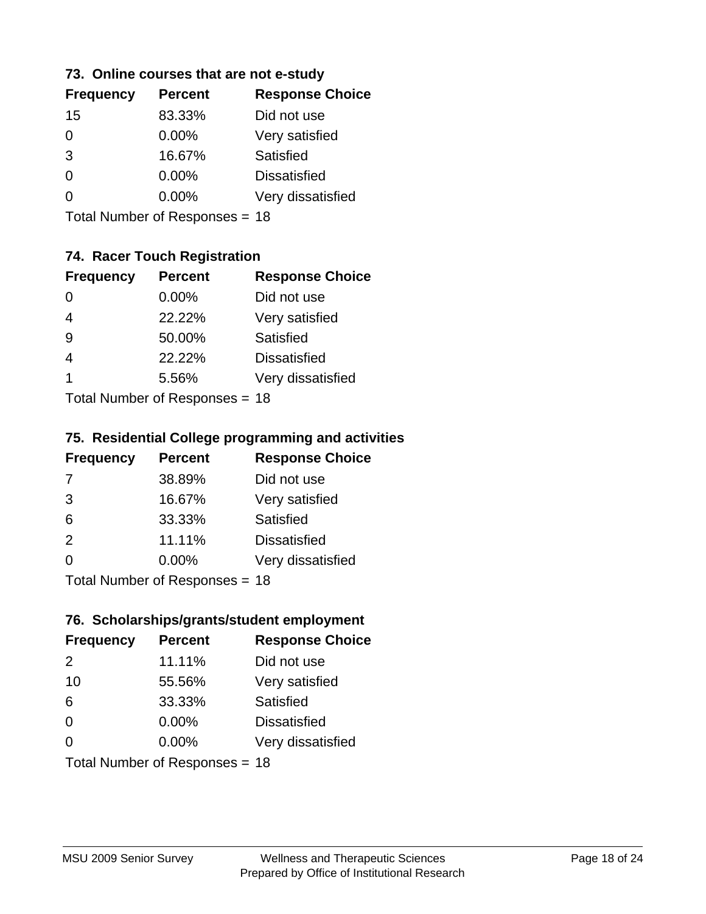### 73. Online courses that are not e-study

| Frequency | Percent | Response Choice |
|---|---|---|
| 15 | 83.33% | Did not use |
| 0 | 0.00% | Very satisfied |
| 3 | 16.67% | Satisfied |
| 0 | 0.00% | Dissatisfied |
| 0 | 0.00% | Very dissatisfied |

Total Number of Responses = 18

### 74. Racer Touch Registration

| Frequency | Percent | Response Choice |
|---|---|---|
| 0 | 0.00% | Did not use |
| 4 | 22.22% | Very satisfied |
| 9 | 50.00% | Satisfied |
| 4 | 22.22% | Dissatisfied |
| 1 | 5.56% | Very dissatisfied |

Total Number of Responses = 18

### 75. Residential College programming and activities

| Frequency | Percent | Response Choice |
|---|---|---|
| 7 | 38.89% | Did not use |
| 3 | 16.67% | Very satisfied |
| 6 | 33.33% | Satisfied |
| 2 | 11.11% | Dissatisfied |
| 0 | 0.00% | Very dissatisfied |

Total Number of Responses = 18

### 76. Scholarships/grants/student employment

| Frequency | Percent | Response Choice |
|---|---|---|
| 2 | 11.11% | Did not use |
| 10 | 55.56% | Very satisfied |
| 6 | 33.33% | Satisfied |
| 0 | 0.00% | Dissatisfied |
| 0 | 0.00% | Very dissatisfied |

Total Number of Responses = 18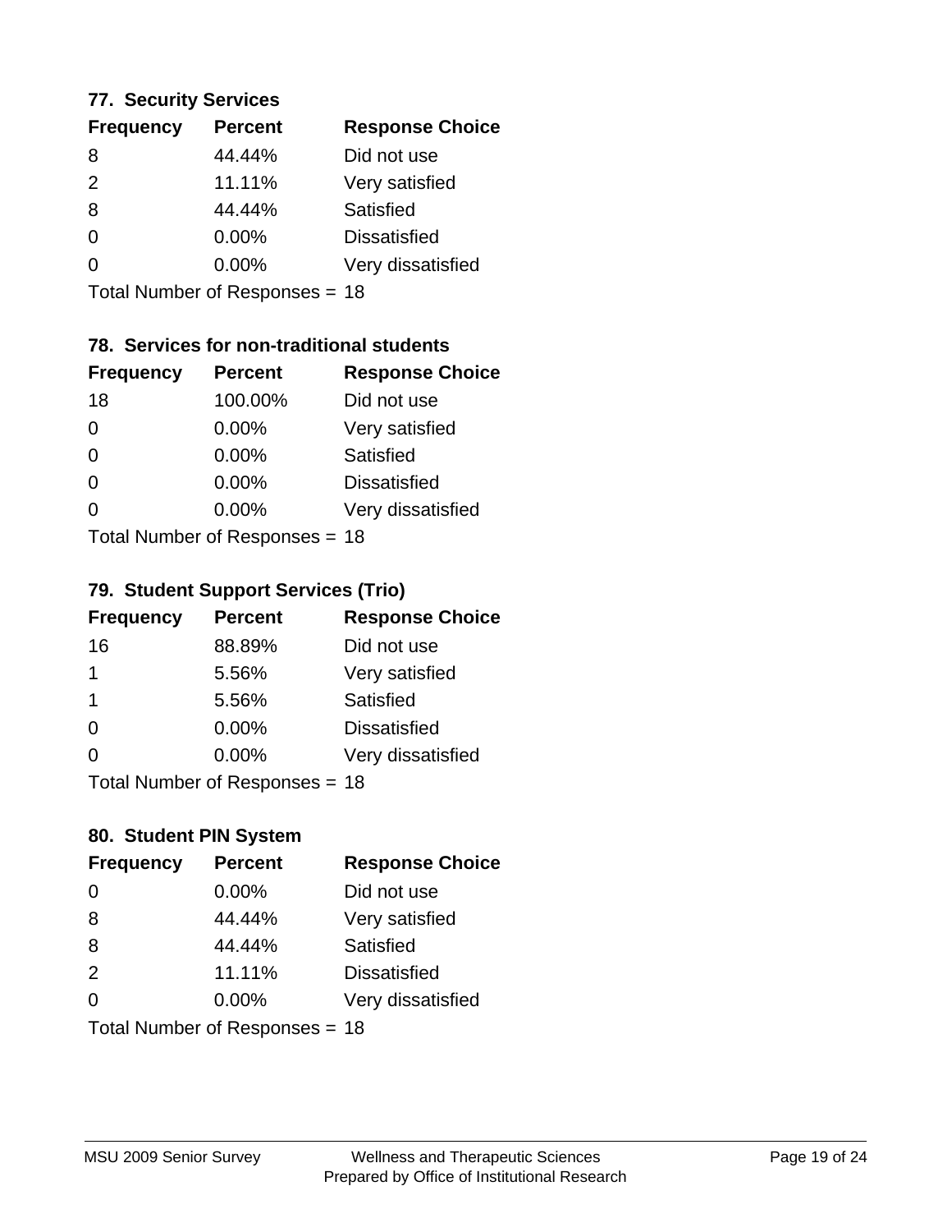### 77. Security Services

| Frequency | Percent | Response Choice |
|---|---|---|
| 8 | 44.44% | Did not use |
| 2 | 11.11% | Very satisfied |
| 8 | 44.44% | Satisfied |
| 0 | 0.00% | Dissatisfied |
| 0 | 0.00% | Very dissatisfied |

Total Number of Responses = 18

### 78. Services for non-traditional students

| Frequency | Percent | Response Choice |
|---|---|---|
| 18 | 100.00% | Did not use |
| 0 | 0.00% | Very satisfied |
| 0 | 0.00% | Satisfied |
| 0 | 0.00% | Dissatisfied |
| 0 | 0.00% | Very dissatisfied |

Total Number of Responses = 18

### 79. Student Support Services (Trio)

| Frequency | Percent | Response Choice |
|---|---|---|
| 16 | 88.89% | Did not use |
| 1 | 5.56% | Very satisfied |
| 1 | 5.56% | Satisfied |
| 0 | 0.00% | Dissatisfied |
| 0 | 0.00% | Very dissatisfied |

Total Number of Responses = 18

### 80. Student PIN System

| Frequency | Percent | Response Choice |
|---|---|---|
| 0 | 0.00% | Did not use |
| 8 | 44.44% | Very satisfied |
| 8 | 44.44% | Satisfied |
| 2 | 11.11% | Dissatisfied |
| 0 | 0.00% | Very dissatisfied |

Total Number of Responses = 18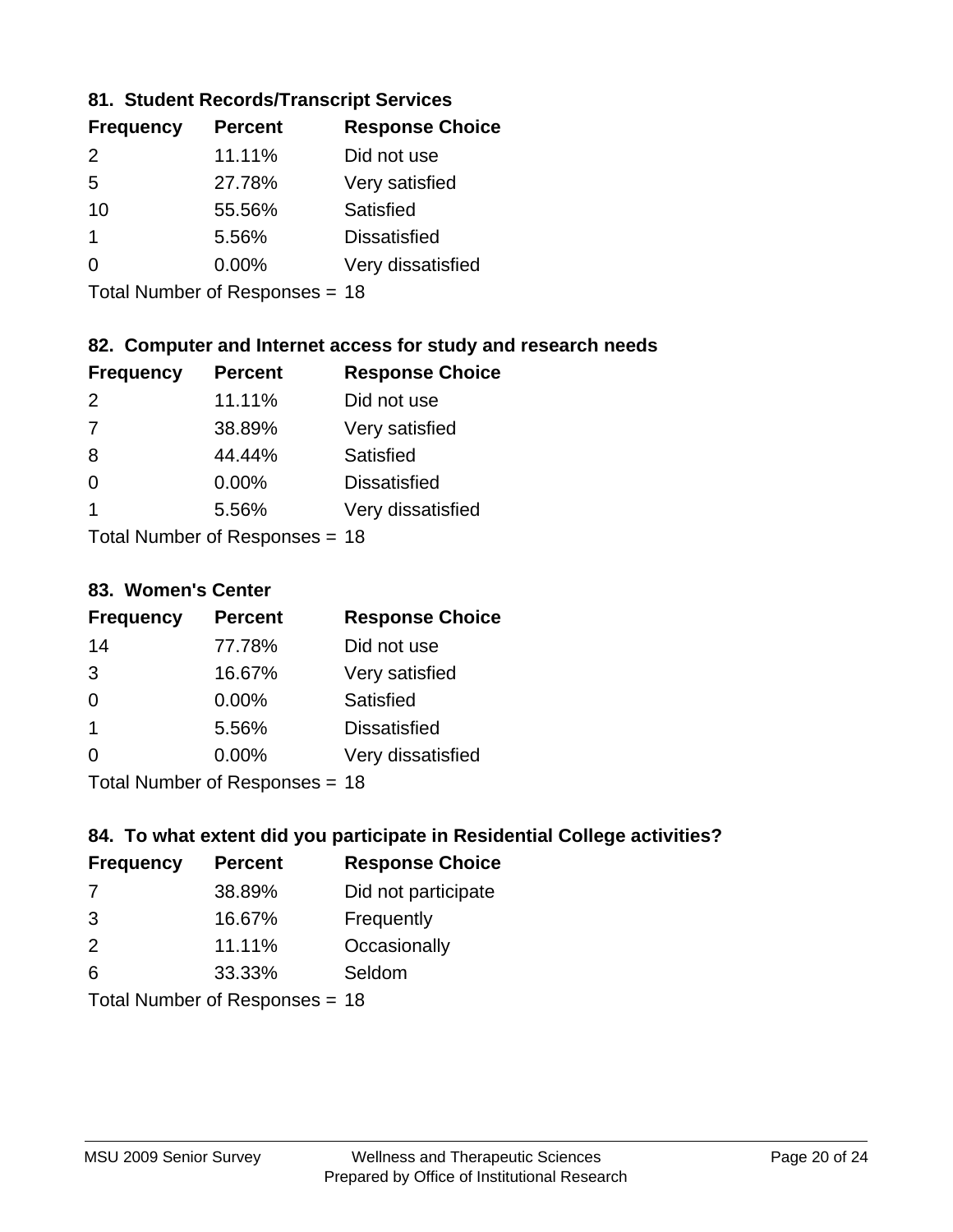### 81. Student Records/Transcript Services

| Frequency | Percent | Response Choice |
|---|---|---|
| 2 | 11.11% | Did not use |
| 5 | 27.78% | Very satisfied |
| 10 | 55.56% | Satisfied |
| 1 | 5.56% | Dissatisfied |
| 0 | 0.00% | Very dissatisfied |

Total Number of Responses = 18

### 82. Computer and Internet access for study and research needs

| Frequency | Percent | Response Choice |
|---|---|---|
| 2 | 11.11% | Did not use |
| 7 | 38.89% | Very satisfied |
| 8 | 44.44% | Satisfied |
| 0 | 0.00% | Dissatisfied |
| 1 | 5.56% | Very dissatisfied |

Total Number of Responses = 18

### 83. Women's Center

| Frequency | Percent | Response Choice |
|---|---|---|
| 14 | 77.78% | Did not use |
| 3 | 16.67% | Very satisfied |
| 0 | 0.00% | Satisfied |
| 1 | 5.56% | Dissatisfied |
| 0 | 0.00% | Very dissatisfied |

Total Number of Responses = 18

### 84. To what extent did you participate in Residential College activities?

| Frequency | Percent | Response Choice |
|---|---|---|
| 7 | 38.89% | Did not participate |
| 3 | 16.67% | Frequently |
| 2 | 11.11% | Occasionally |
| 6 | 33.33% | Seldom |

Total Number of Responses = 18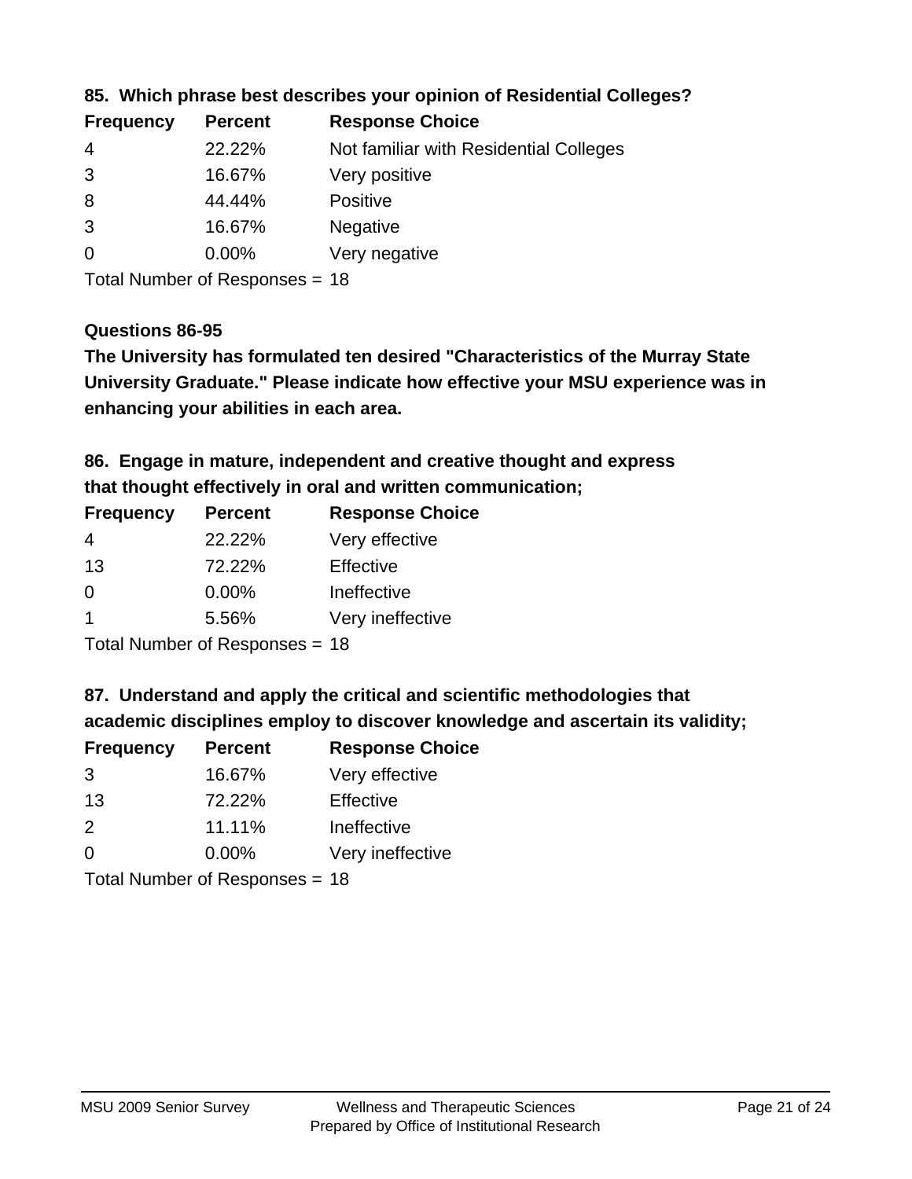**85. Which phrase best describes your opinion of Residential Colleges?**

| Frequency | Percent | Response Choice |
|---|---|---|
| 4 | 22.22% | Not familiar with Residential Colleges |
| 3 | 16.67% | Very positive |
| 8 | 44.44% | Positive |
| 3 | 16.67% | Negative |
| 0 | 0.00% | Very negative |

Total Number of Responses = 18

**Questions 86-95**

**The University has formulated ten desired "Characteristics of the Murray State University Graduate." Please indicate how effective your MSU experience was in enhancing your abilities in each area.**

**86. Engage in mature, independent and creative thought and express that thought effectively in oral and written communication;**

| Frequency | Percent | Response Choice |
|---|---|---|
| 4 | 22.22% | Very effective |
| 13 | 72.22% | Effective |
| 0 | 0.00% | Ineffective |
| 1 | 5.56% | Very ineffective |

Total Number of Responses = 18

**87. Understand and apply the critical and scientific methodologies that academic disciplines employ to discover knowledge and ascertain its validity;**

| Frequency | Percent | Response Choice |
|---|---|---|
| 3 | 16.67% | Very effective |
| 13 | 72.22% | Effective |
| 2 | 11.11% | Ineffective |
| 0 | 0.00% | Very ineffective |

Total Number of Responses = 18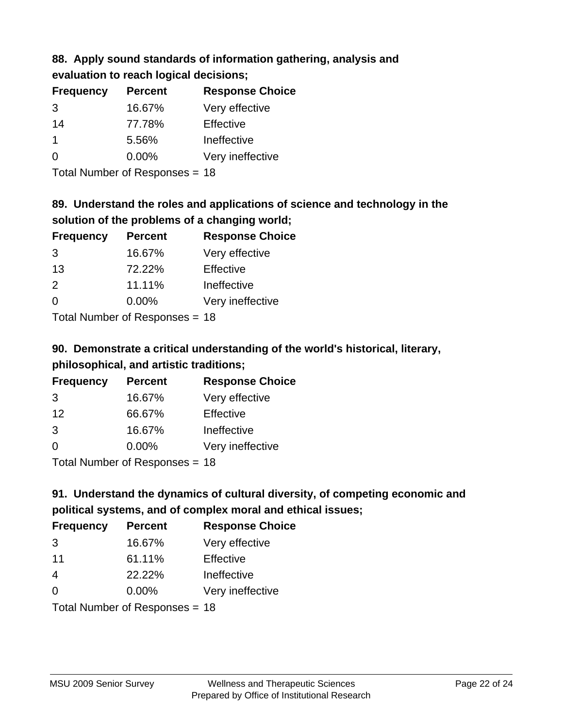### 88. Apply sound standards of information gathering, analysis and evaluation to reach logical decisions;

| Frequency | Percent | Response Choice |
|---|---|---|
| 3 | 16.67% | Very effective |
| 14 | 77.78% | Effective |
| 1 | 5.56% | Ineffective |
| 0 | 0.00% | Very ineffective |

Total Number of Responses = 18

### 89. Understand the roles and applications of science and technology in the solution of the problems of a changing world;

| Frequency | Percent | Response Choice |
|---|---|---|
| 3 | 16.67% | Very effective |
| 13 | 72.22% | Effective |
| 2 | 11.11% | Ineffective |
| 0 | 0.00% | Very ineffective |

Total Number of Responses = 18

### 90. Demonstrate a critical understanding of the world's historical, literary, philosophical, and artistic traditions;

| Frequency | Percent | Response Choice |
|---|---|---|
| 3 | 16.67% | Very effective |
| 12 | 66.67% | Effective |
| 3 | 16.67% | Ineffective |
| 0 | 0.00% | Very ineffective |

Total Number of Responses = 18

### 91. Understand the dynamics of cultural diversity, of competing economic and political systems, and of complex moral and ethical issues;

| Frequency | Percent | Response Choice |
|---|---|---|
| 3 | 16.67% | Very effective |
| 11 | 61.11% | Effective |
| 4 | 22.22% | Ineffective |
| 0 | 0.00% | Very ineffective |

Total Number of Responses = 18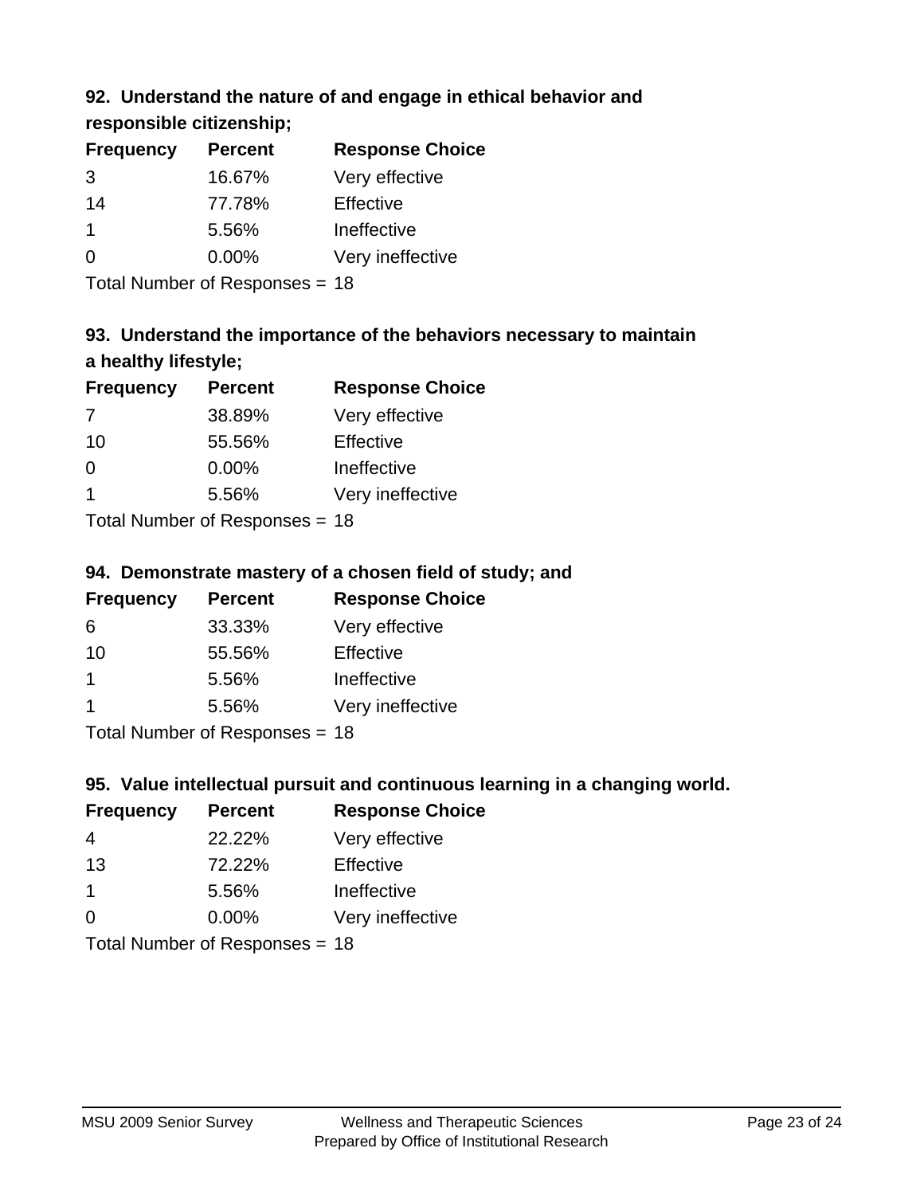### 92. Understand the nature of and engage in ethical behavior and responsible citizenship;

| Frequency | Percent | Response Choice |
|---|---|---|
| 3 | 16.67% | Very effective |
| 14 | 77.78% | Effective |
| 1 | 5.56% | Ineffective |
| 0 | 0.00% | Very ineffective |

Total Number of Responses = 18

### 93. Understand the importance of the behaviors necessary to maintain a healthy lifestyle;

| Frequency | Percent | Response Choice |
|---|---|---|
| 7 | 38.89% | Very effective |
| 10 | 55.56% | Effective |
| 0 | 0.00% | Ineffective |
| 1 | 5.56% | Very ineffective |

Total Number of Responses = 18

### 94. Demonstrate mastery of a chosen field of study; and

| Frequency | Percent | Response Choice |
|---|---|---|
| 6 | 33.33% | Very effective |
| 10 | 55.56% | Effective |
| 1 | 5.56% | Ineffective |
| 1 | 5.56% | Very ineffective |

Total Number of Responses = 18

### 95. Value intellectual pursuit and continuous learning in a changing world.

| Frequency | Percent | Response Choice |
|---|---|---|
| 4 | 22.22% | Very effective |
| 13 | 72.22% | Effective |
| 1 | 5.56% | Ineffective |
| 0 | 0.00% | Very ineffective |

Total Number of Responses = 18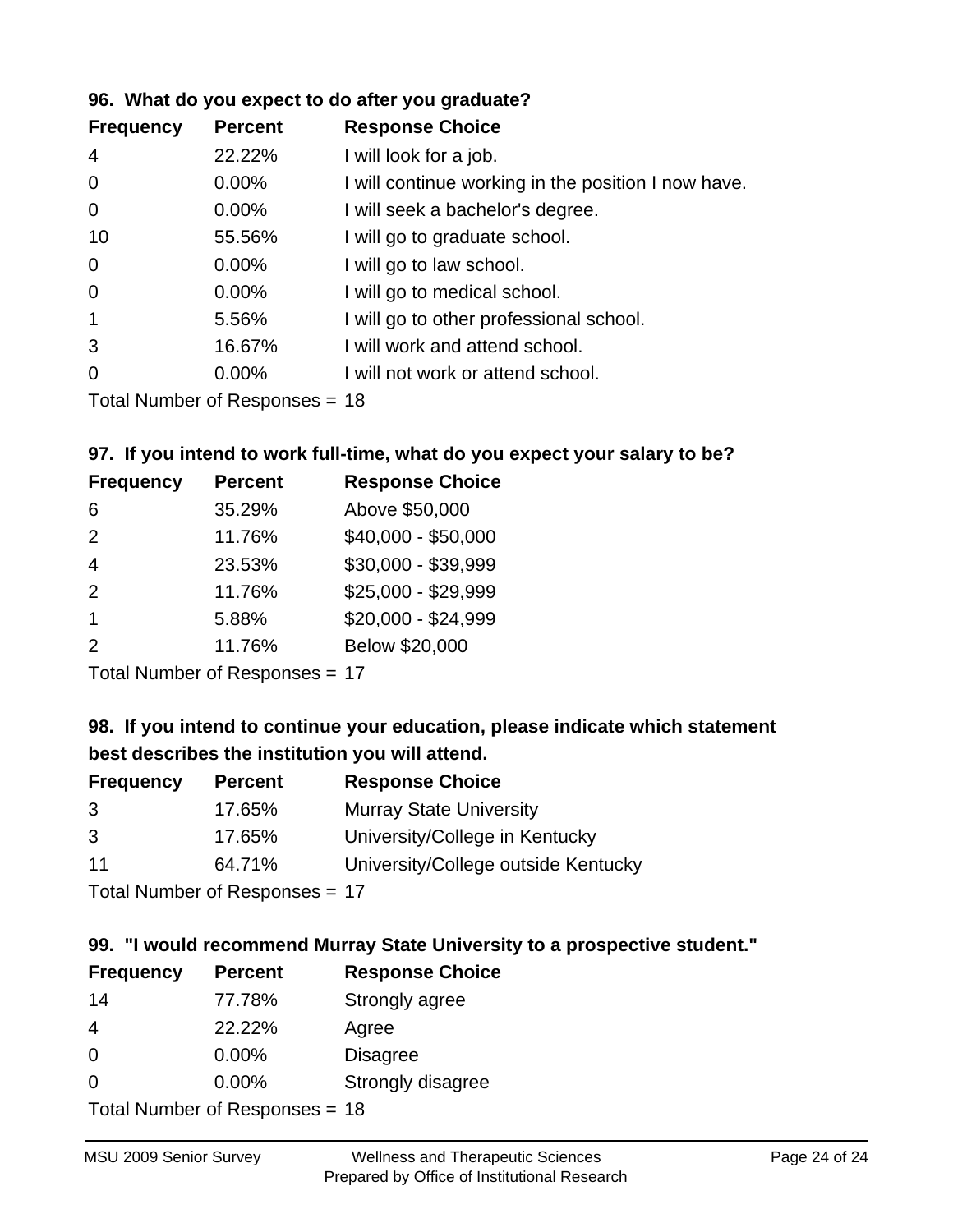### 96. What do you expect to do after you graduate?

| Frequency | Percent | Response Choice |
|---|---|---|
| 4 | 22.22% | I will look for a job. |
| 0 | 0.00% | I will continue working in the position I now have. |
| 0 | 0.00% | I will seek a bachelor's degree. |
| 10 | 55.56% | I will go to graduate school. |
| 0 | 0.00% | I will go to law school. |
| 0 | 0.00% | I will go to medical school. |
| 1 | 5.56% | I will go to other professional school. |
| 3 | 16.67% | I will work and attend school. |
| 0 | 0.00% | I will not work or attend school. |

Total Number of Responses = 18

### 97. If you intend to work full-time, what do you expect your salary to be?

| Frequency | Percent | Response Choice |
|---|---|---|
| 6 | 35.29% | Above $50,000 |
| 2 | 11.76% | $40,000 - $50,000 |
| 4 | 23.53% | $30,000 - $39,999 |
| 2 | 11.76% | $25,000 - $29,999 |
| 1 | 5.88% | $20,000 - $24,999 |
| 2 | 11.76% | Below $20,000 |

Total Number of Responses = 17

### 98. If you intend to continue your education, please indicate which statement best describes the institution you will attend.

| Frequency | Percent | Response Choice |
|---|---|---|
| 3 | 17.65% | Murray State University |
| 3 | 17.65% | University/College in Kentucky |
| 11 | 64.71% | University/College outside Kentucky |

Total Number of Responses = 17

### 99. "I would recommend Murray State University to a prospective student."

| Frequency | Percent | Response Choice |
|---|---|---|
| 14 | 77.78% | Strongly agree |
| 4 | 22.22% | Agree |
| 0 | 0.00% | Disagree |
| 0 | 0.00% | Strongly disagree |

Total Number of Responses = 18